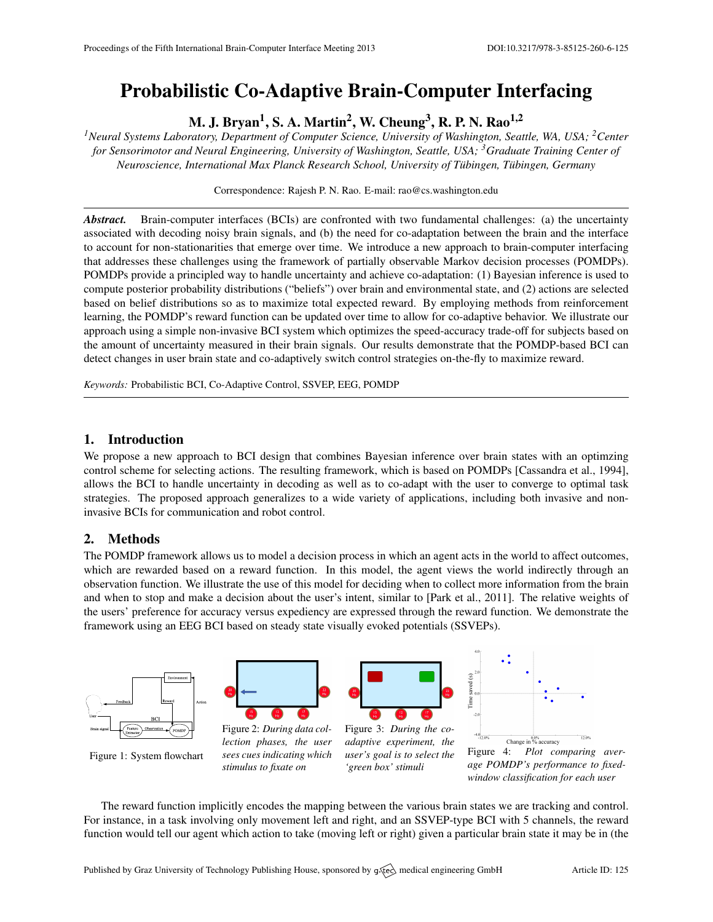# Probabilistic Co-Adaptive Brain-Computer Interfacing

**M. J. Bryan[1], S. A. Martin[2], W. Cheung[3], R. P. N. Rao[1,2]**

*[1]Neural Systems Laboratory, Department of Computer Science, University of Washington, Seattle, WA, USA; [2]Center for Sensorimotor and Neural Engineering, University of Washington, Seattle, USA; [3]Graduate Training Center of Neuroscience, International Max Planck Research School, University of Tübingen, Tübingen, Germany*

Correspondence: Rajesh P. N. Rao. E-mail: rao@cs.washington.edu

***Abstract.*** Brain-computer interfaces (BCIs) are confronted with two fundamental challenges: (a) the uncertainty associated with decoding noisy brain signals, and (b) the need for co-adaptation between the brain and the interface to account for non-stationarities that emerge over time. We introduce a new approach to brain-computer interfacing that addresses these challenges using the framework of partially observable Markov decision processes (POMDPs). POMDPs provide a principled way to handle uncertainty and achieve co-adaptation: (1) Bayesian inference is used to compute posterior probability distributions ("beliefs") over brain and environmental state, and (2) actions are selected based on belief distributions so as to maximize total expected reward. By employing methods from reinforcement learning, the POMDP's reward function can be updated over time to allow for co-adaptive behavior. We illustrate our approach using a simple non-invasive BCI system which optimizes the speed-accuracy trade-off for subjects based on the amount of uncertainty measured in their brain signals. Our results demonstrate that the POMDP-based BCI can detect changes in user brain state and co-adaptively switch control strategies on-the-fly to maximize reward.

*Keywords:* Probabilistic BCI, Co-Adaptive Control, SSVEP, EEG, POMDP

## 1. Introduction

We propose a new approach to BCI design that combines Bayesian inference over brain states with an optimzing control scheme for selecting actions. The resulting framework, which is based on POMDPs [Cassandra et al., 1994], allows the BCI to handle uncertainty in decoding as well as to co-adapt with the user to converge to optimal task strategies. The proposed approach generalizes to a wide variety of applications, including both invasive and non-invasive BCIs for communication and robot control.

## 2. Methods

The POMDP framework allows us to model a decision process in which an agent acts in the world to affect outcomes, which are rewarded based on a reward function. In this model, the agent views the world indirectly through an observation function. We illustrate the use of this model for deciding when to collect more information from the brain and when to stop and make a decision about the user's intent, similar to [Park et al., 2011]. The relative weights of the users' preference for accuracy versus expediency are expressed through the reward function. We demonstrate the framework using an EEG BCI based on steady state visually evoked potentials (SSVEPs).

Figure 1: System flowchart

Figure 2: *During data collection phases, the user sees cues indicating which stimulus to fixate on*

Figure 3: *During the co-adaptive experiment, the user's goal is to select the 'green box' stimuli*

Figure 4: *Plot comparing average POMDP's performance to fixed-window classification for each user*

The reward function implicitly encodes the mapping between the various brain states we are tracking and control. For instance, in a task involving only movement left and right, and an SSVEP-type BCI with 5 channels, the reward function would tell our agent which action to take (moving left or right) given a particular brain state it may be in (the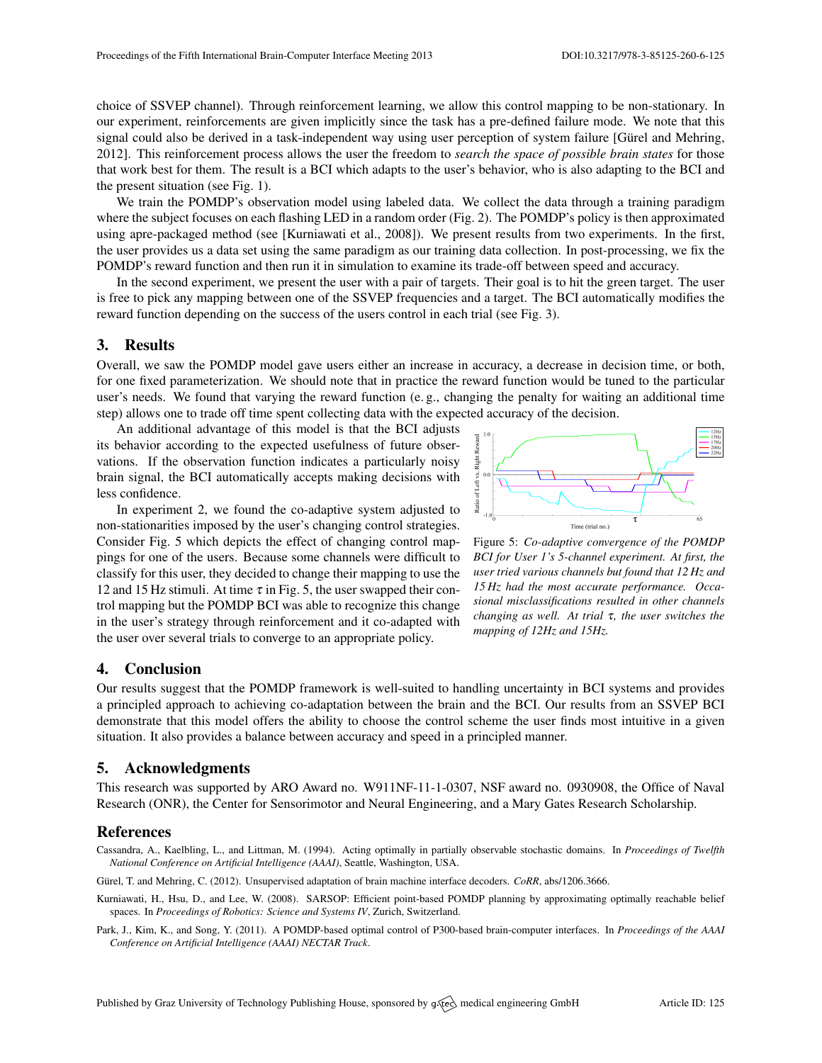choice of SSVEP channel). Through reinforcement learning, we allow this control mapping to be non-stationary. In our experiment, reinforcements are given implicitly since the task has a pre-defined failure mode. We note that this signal could also be derived in a task-independent way using user perception of system failure [Gürel and Mehring, 2012]. This reinforcement process allows the user the freedom to *search the space of possible brain states* for those that work best for them. The result is a BCI which adapts to the user's behavior, who is also adapting to the BCI and the present situation (see Fig. 1).

We train the POMDP's observation model using labeled data. We collect the data through a training paradigm where the subject focuses on each flashing LED in a random order (Fig. 2). The POMDP's policy is then approximated using apre-packaged method (see [Kurniawati et al., 2008]). We present results from two experiments. In the first, the user provides us a data set using the same paradigm as our training data collection. In post-processing, we fix the POMDP's reward function and then run it in simulation to examine its trade-off between speed and accuracy.

In the second experiment, we present the user with a pair of targets. Their goal is to hit the green target. The user is free to pick any mapping between one of the SSVEP frequencies and a target. The BCI automatically modifies the reward function depending on the success of the users control in each trial (see Fig. 3).

## 3. Results

Overall, we saw the POMDP model gave users either an increase in accuracy, a decrease in decision time, or both, for one fixed parameterization. We should note that in practice the reward function would be tuned to the particular user's needs. We found that varying the reward function (e. g., changing the penalty for waiting an additional time step) allows one to trade off time spent collecting data with the expected accuracy of the decision.

An additional advantage of this model is that the BCI adjusts its behavior according to the expected usefulness of future observations. If the observation function indicates a particularly noisy brain signal, the BCI automatically accepts making decisions with less confidence.

In experiment 2, we found the co-adaptive system adjusted to non-stationarities imposed by the user's changing control strategies. Consider Fig. 5 which depicts the effect of changing control mappings for one of the users. Because some channels were difficult to classify for this user, they decided to change their mapping to use the 12 and 15 Hz stimuli. At time $\tau$ in Fig. 5, the user swapped their control mapping but the POMDP BCI was able to recognize this change in the user's strategy through reinforcement and it co-adapted with the user over several trials to converge to an appropriate policy.

Ratio of Left vs. Right Reward
1.0
0.0
-1.0
0
τ
65
Time (trial no.)
12Hz
15Hz
17Hz
20Hz
22Hz

Figure 5: *Co-adaptive convergence of the POMDP BCI for User 1's 5-channel experiment. At first, the user tried various channels but found that 12 Hz and 15 Hz had the most accurate performance. Occasional misclassifications resulted in other channels changing as well. At trial $\tau$, the user switches the mapping of 12Hz and 15Hz.*

## 4. Conclusion

Our results suggest that the POMDP framework is well-suited to handling uncertainty in BCI systems and provides a principled approach to achieving co-adaptation between the brain and the BCI. Our results from an SSVEP BCI demonstrate that this model offers the ability to choose the control scheme the user finds most intuitive in a given situation. It also provides a balance between accuracy and speed in a principled manner.

## 5. Acknowledgments

This research was supported by ARO Award no. W911NF-11-1-0307, NSF award no. 0930908, the Office of Naval Research (ONR), the Center for Sensorimotor and Neural Engineering, and a Mary Gates Research Scholarship.

## References

Cassandra, A., Kaelbling, L., and Littman, M. (1994). Acting optimally in partially observable stochastic domains. In *Proceedings of Twelfth National Conference on Artificial Intelligence (AAAI)*, Seattle, Washington, USA.

Gürel, T. and Mehring, C. (2012). Unsupervised adaptation of brain machine interface decoders. *CoRR*, abs/1206.3666.

Kurniawati, H., Hsu, D., and Lee, W. (2008). SARSOP: Efficient point-based POMDP planning by approximating optimally reachable belief spaces. In *Proceedings of Robotics: Science and Systems IV*, Zurich, Switzerland.

Park, J., Kim, K., and Song, Y. (2011). A POMDP-based optimal control of P300-based brain-computer interfaces. In *Proceedings of the AAAI Conference on Artificial Intelligence (AAAI) NECTAR Track*.